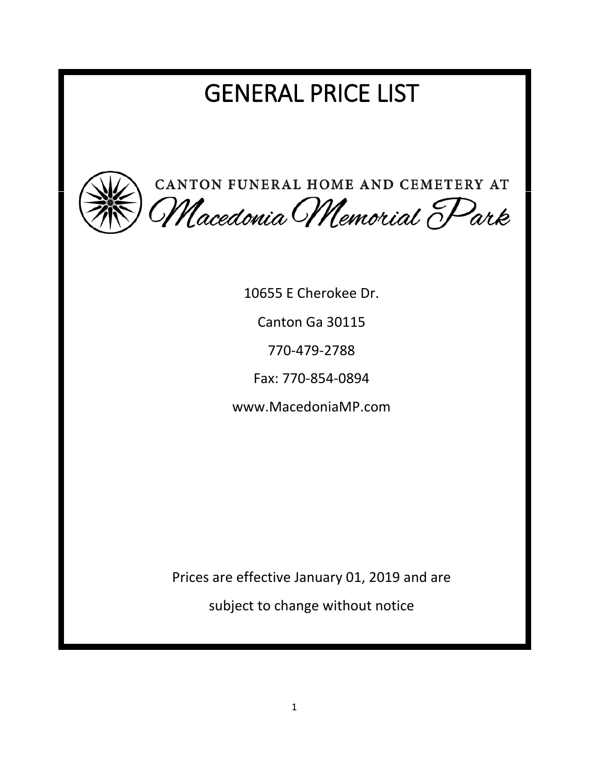# GENERAL PRICE LIST

CANTON FUNERAL HOME AND CEMETERY AT

*Macedonia Memorial Park*

10655 E Cherokee Dr.

Canton Ga 30115

770-479-2788

Fax: 770-854-0894

www.MacedoniaMP.com

Prices are effective January 01, 2019 and are

subject to change without notice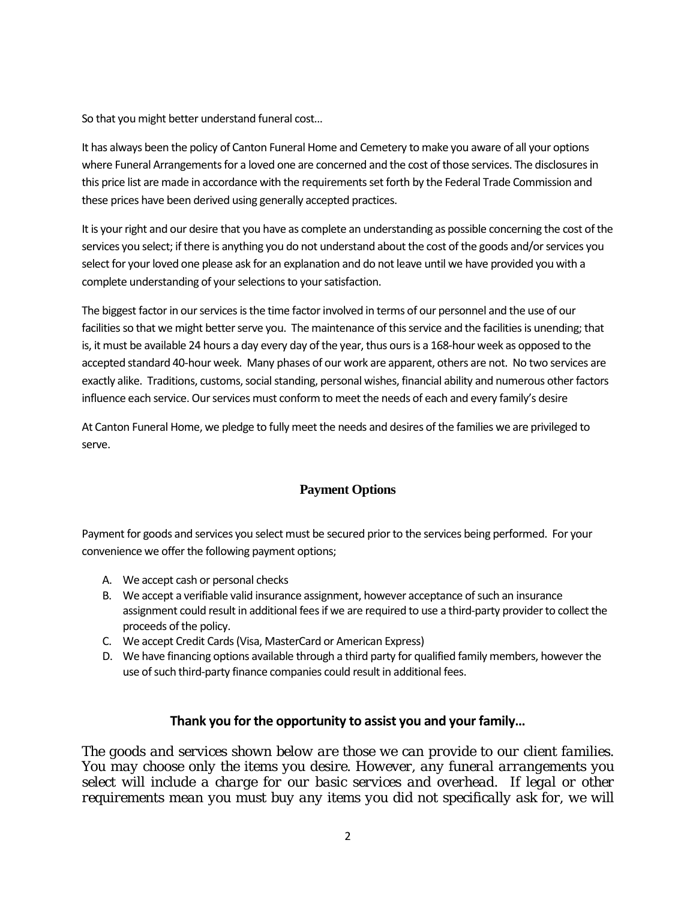So that you might better understand funeral cost…

It has always been the policy of Canton Funeral Home and Cemetery to make you aware of all your options where Funeral Arrangements for a loved one are concerned and the cost of those services. The disclosures in this price list are made in accordance with the requirements set forth by the Federal Trade Commission and these prices have been derived using generally accepted practices.

It is your right and our desire that you have as complete an understanding as possible concerning the cost of the services you select; if there is anything you do not understand about the cost of the goods and/or services you select for your loved one please ask for an explanation and do not leave until we have provided you with a complete understanding of your selections to your satisfaction.

The biggest factor in our services is the time factor involved in terms of our personnel and the use of our facilities so that we might better serve you. The maintenance of this service and the facilities is unending; that is, it must be available 24 hours a day every day of the year, thus ours is a 168-hour week as opposed to the accepted standard 40-hour week. Many phases of our work are apparent, others are not. No two services are exactly alike. Traditions, customs, social standing, personal wishes, financial ability and numerous other factors influence each service. Our services must conform to meet the needs of each and every family's desire

At Canton Funeral Home, we pledge to fully meet the needs and desires of the families we are privileged to serve.

## Payment Options

Payment for goods and services you select must be secured prior to the services being performed. For your convenience we offer the following payment options;

A. We accept cash or personal checks
B. We accept a verifiable valid insurance assignment, however acceptance of such an insurance assignment could result in additional fees if we are required to use a third-party provider to collect the proceeds of the policy.
C. We accept Credit Cards (Visa, MasterCard or American Express)
D. We have financing options available through a third party for qualified family members, however the use of such third-party finance companies could result in additional fees.

### Thank you for the opportunity to assist you and your family…

*The goods and services shown below are those we can provide to our client families. You may choose only the items you desire. However, any funeral arrangements you select will include a charge for our basic services and overhead. If legal or other requirements mean you must buy any items you did not specifically ask for, we will*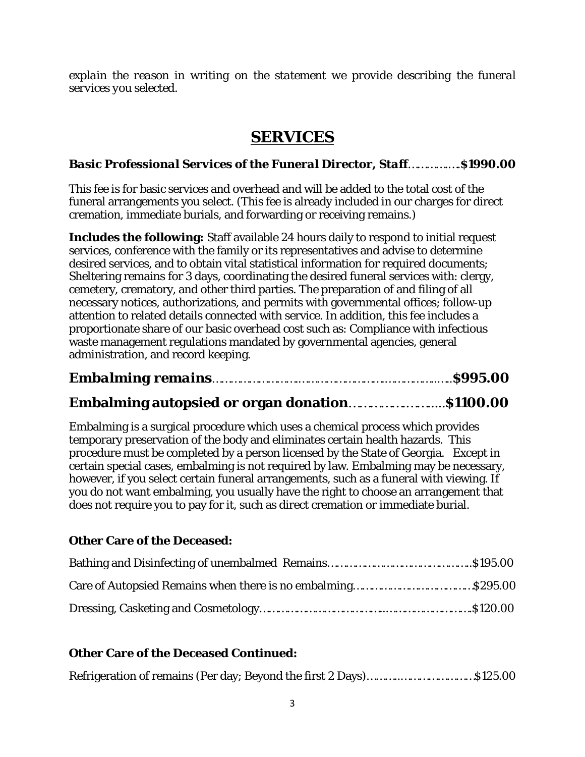*explain the reason in writing on the statement we provide describing the funeral services you selected.*

# SERVICES

***Basic Professional Services of the Funeral Director, Staff*……………$1990.00**

This fee is for basic services and overhead and will be added to the total cost of the funeral arrangements you select. (This fee is already included in our charges for direct cremation, immediate burials, and forwarding or receiving remains.)

**Includes the following:** Staff available 24 hours daily to respond to initial request services, conference with the family or its representatives and advise to determine desired services, and to obtain vital statistical information for required documents; Sheltering remains for 3 days, coordinating the desired funeral services with: clergy, cemetery, crematory, and other third parties. The preparation of and filing of all necessary notices, authorizations, and permits with governmental offices; follow-up attention to related details connected with service. In addition, this fee includes a proportionate share of our basic overhead cost such as: Compliance with infectious waste management regulations mandated by governmental agencies, general administration, and record keeping.

## ***Embalming remains*……………………………………………………$995.00**

## **Embalming autopsied or organ donation………………….....$1100.00**

Embalming is a surgical procedure which uses a chemical process which provides temporary preservation of the body and eliminates certain health hazards. This procedure must be completed by a person licensed by the State of Georgia. Except in certain special cases, embalming is not required by law. Embalming may be necessary, however, if you select certain funeral arrangements, such as a funeral with viewing. If you do not want embalming, you usually have the right to choose an arrangement that does not require you to pay for it, such as direct cremation or immediate burial.

**Other Care of the Deceased:**

Bathing and Disinfecting of unembalmed Remains……………………………………$195.00

Care of Autopsied Remains when there is no embalming……………………………$295.00

Dressing, Casketing and Cosmetology…………………………………………………….$120.00

**Other Care of the Deceased Continued:**

Refrigeration of remains (Per day; Beyond the first 2 Days)…………………………$125.00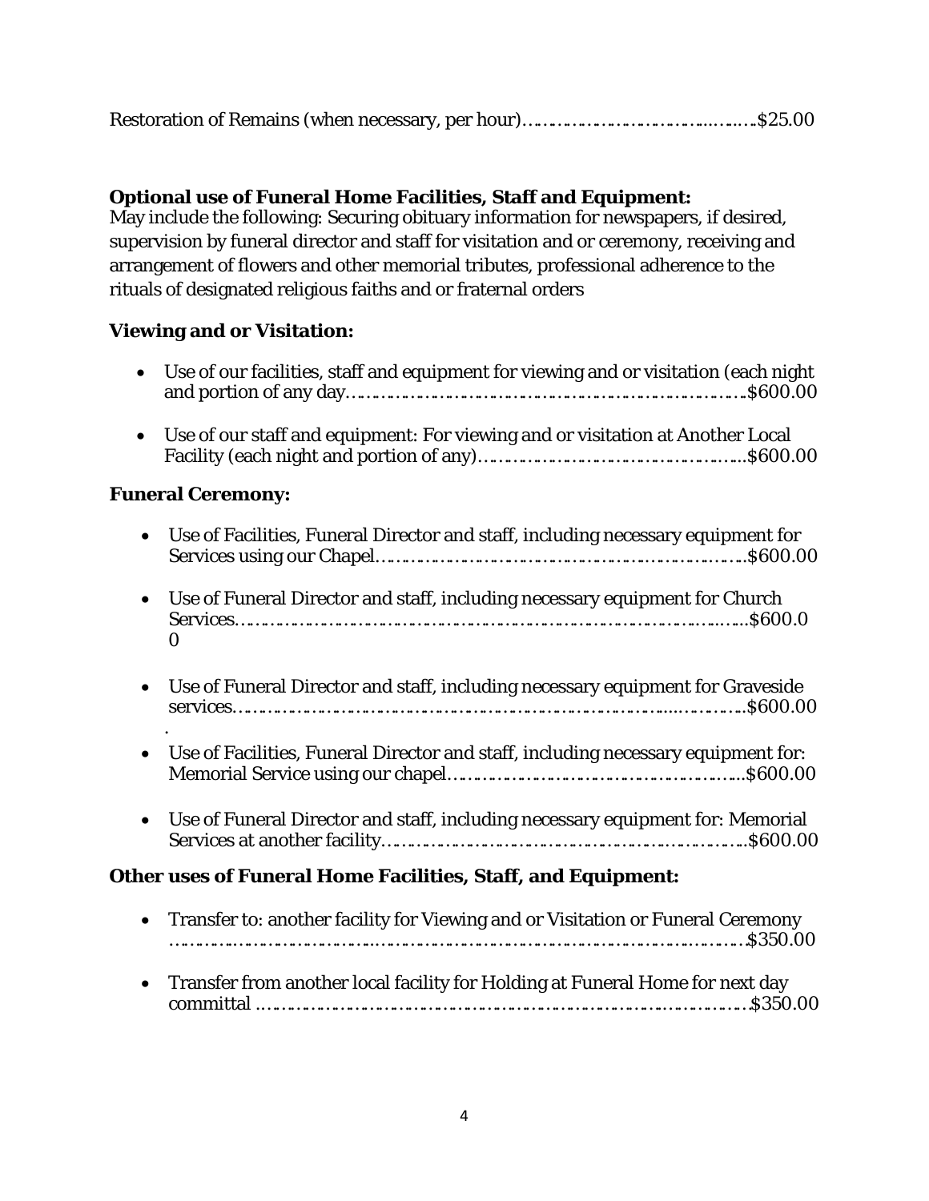Restoration of Remains (when necessary, per hour)……………………………………..$25.00

**Optional use of Funeral Home Facilities, Staff and Equipment:**
May include the following: Securing obituary information for newspapers, if desired, supervision by funeral director and staff for visitation and or ceremony, receiving and arrangement of flowers and other memorial tributes, professional adherence to the rituals of designated religious faiths and or fraternal orders

**Viewing and or Visitation:**

- Use of our facilities, staff and equipment for viewing and or visitation (each night and portion of any day……………………………………………………………………$600.00
- Use of our staff and equipment: For viewing and or visitation at Another Local Facility (each night and portion of any)…………………………………………..$600.00

**Funeral Ceremony:**

- Use of Facilities, Funeral Director and staff, including necessary equipment for Services using our Chapel……………………………………………………………$600.00
- Use of Funeral Director and staff, including necessary equipment for Church Services………………………………………………………………………………….$600.00
- Use of Funeral Director and staff, including necessary equipment for Graveside services…………………………………………………………………………………$600.00
- Use of Facilities, Funeral Director and staff, including necessary equipment for: Memorial Service using our chapel……………………………………………….$600.00
- Use of Funeral Director and staff, including necessary equipment for: Memorial Services at another facility………………………………………………………….$600.00

**Other uses of Funeral Home Facilities, Staff, and Equipment:**

- Transfer to: another facility for Viewing and or Visitation or Funeral Ceremony ……………………………………………………………………………………………$350.00
- Transfer from another local facility for Holding at Funeral Home for next day committal …………………………………………………………………………………$350.00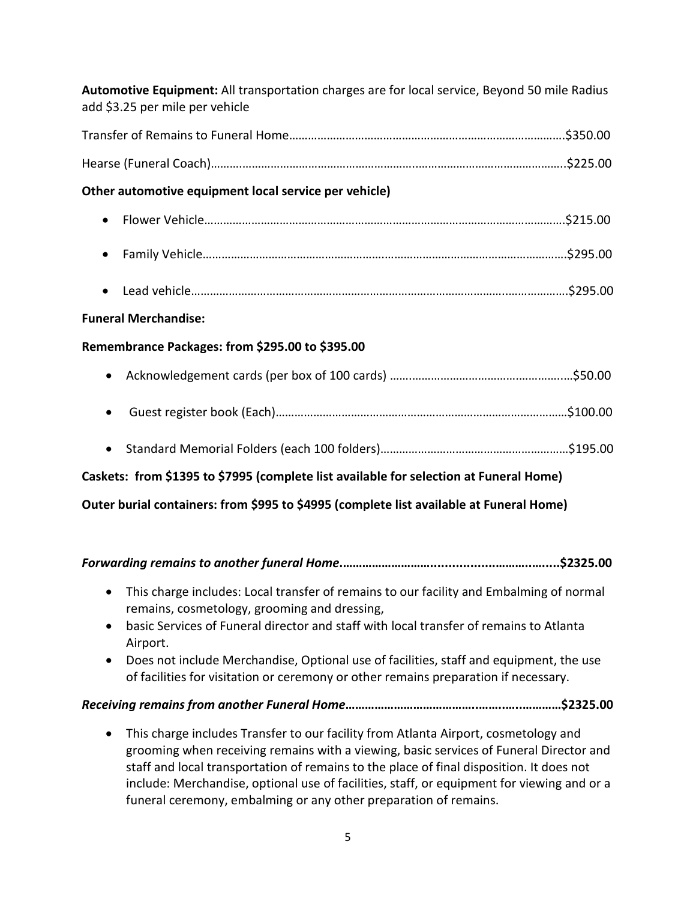**Automotive Equipment:** All transportation charges are for local service, Beyond 50 mile Radius add $3.25 per mile per vehicle

Transfer of Remains to Funeral Home……………………………………………………………………………….$350.00

Hearse (Funeral Coach)………………………………………………………..………………………………………..$225.00

**Other automotive equipment local service per vehicle)**

- Flower Vehicle…………………………………………………………………………………………………….$215.00
- Family Vehicle………………………………………………………..……………………………………………$295.00
- Lead vehicle……………………………………………………………………………………………..……………$295.00

**Funeral Merchandise:**

**Remembrance Packages: from $295.00 to $395.00**

- Acknowledgement cards (per box of 100 cards) ……..…………………………………………...$50.00
- Guest register book (Each)……………………………………………………………………………….$100.00
- Standard Memorial Folders (each 100 folders)……………………………………………………$195.00

**Caskets: from $1395 to $7995 (complete list available for selection at Funeral Home)**

**Outer burial containers: from $995 to $4995 (complete list available at Funeral Home)**

***Forwarding remains to another funeral Home*……………………….................…………..….$2325.00**

- This charge includes: Local transfer of remains to our facility and Embalming of normal remains, cosmetology, grooming and dressing,
- basic Services of Funeral director and staff with local transfer of remains to Atlanta Airport.
- Does not include Merchandise, Optional use of facilities, staff and equipment, the use of facilities for visitation or ceremony or other remains preparation if necessary.

***Receiving remains from another Funeral Home*………………………………..……..…..…………$2325.00**

- This charge includes Transfer to our facility from Atlanta Airport, cosmetology and grooming when receiving remains with a viewing, basic services of Funeral Director and staff and local transportation of remains to the place of final disposition. It does not include: Merchandise, optional use of facilities, staff, or equipment for viewing and or a funeral ceremony, embalming or any other preparation of remains.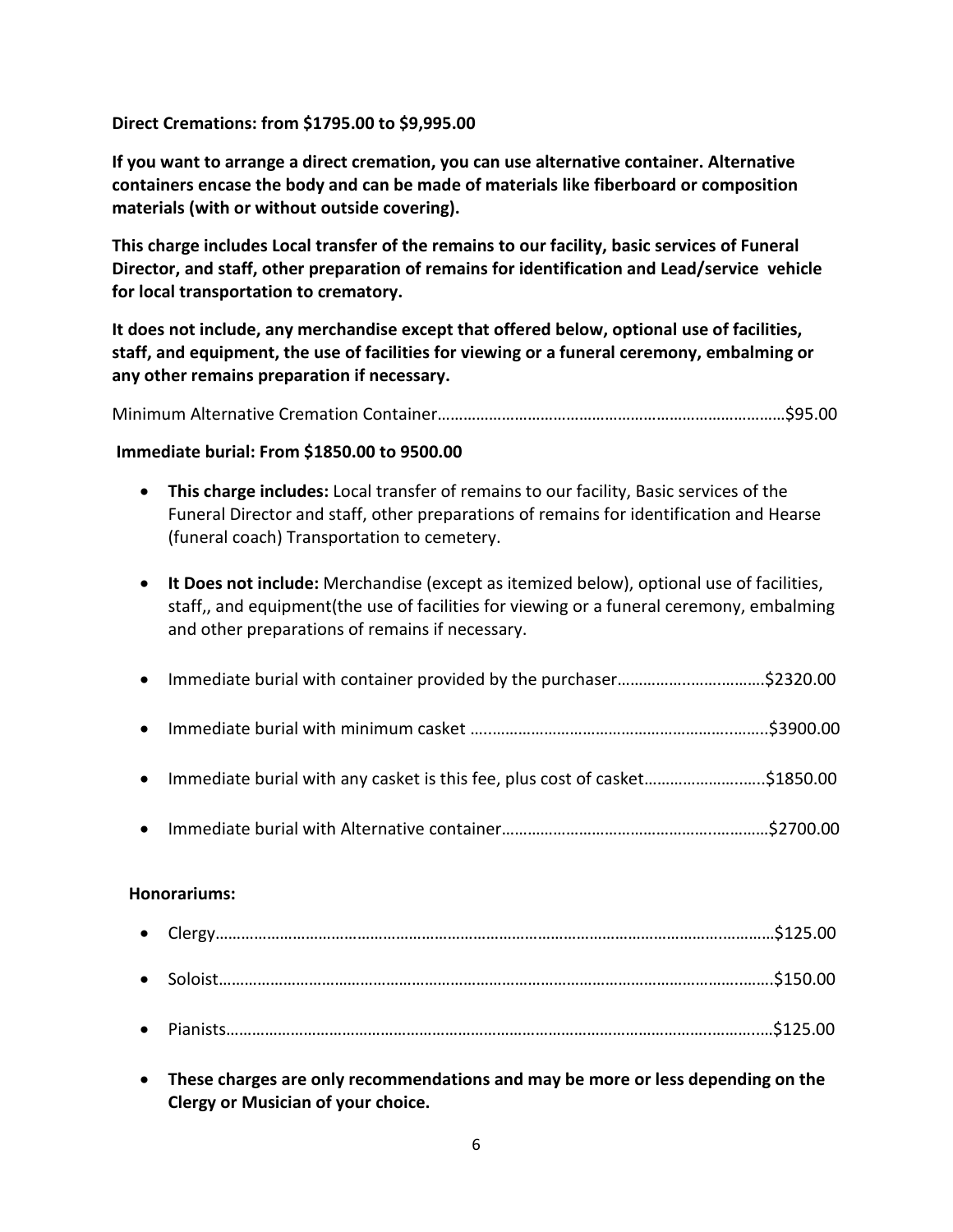**Direct Cremations: from $1795.00 to $9,995.00**

**If you want to arrange a direct cremation, you can use alternative container. Alternative containers encase the body and can be made of materials like fiberboard or composition materials (with or without outside covering).**

**This charge includes Local transfer of the remains to our facility, basic services of Funeral Director, and staff, other preparation of remains for identification and Lead/service vehicle for local transportation to crematory.**

**It does not include, any merchandise except that offered below, optional use of facilities, staff, and equipment, the use of facilities for viewing or a funeral ceremony, embalming or any other remains preparation if necessary.**

Minimum Alternative Cremation Container……………………………………………………………………$95.00

**Immediate burial: From $1850.00 to 9500.00**

- **This charge includes:** Local transfer of remains to our facility, Basic services of the Funeral Director and staff, other preparations of remains for identification and Hearse (funeral coach) Transportation to cemetery.
- **It Does not include:** Merchandise (except as itemized below), optional use of facilities, staff,, and equipment(the use of facilities for viewing or a funeral ceremony, embalming and other preparations of remains if necessary.
- Immediate burial with container provided by the purchaser……………………………$2320.00
- Immediate burial with minimum casket ………………………………………………………..$3900.00
- Immediate burial with any casket is this fee, plus cost of casket……………………..$1850.00
- Immediate burial with Alternative container……………………………………………………$2700.00

**Honorariums:**

- Clergy………………………………………………………………………………………………………………$125.00
- Soloist………………………………………………………………………………………………………………$150.00
- Pianists……………………………………………………………………………………………………………$125.00
- **These charges are only recommendations and may be more or less depending on the Clergy or Musician of your choice.**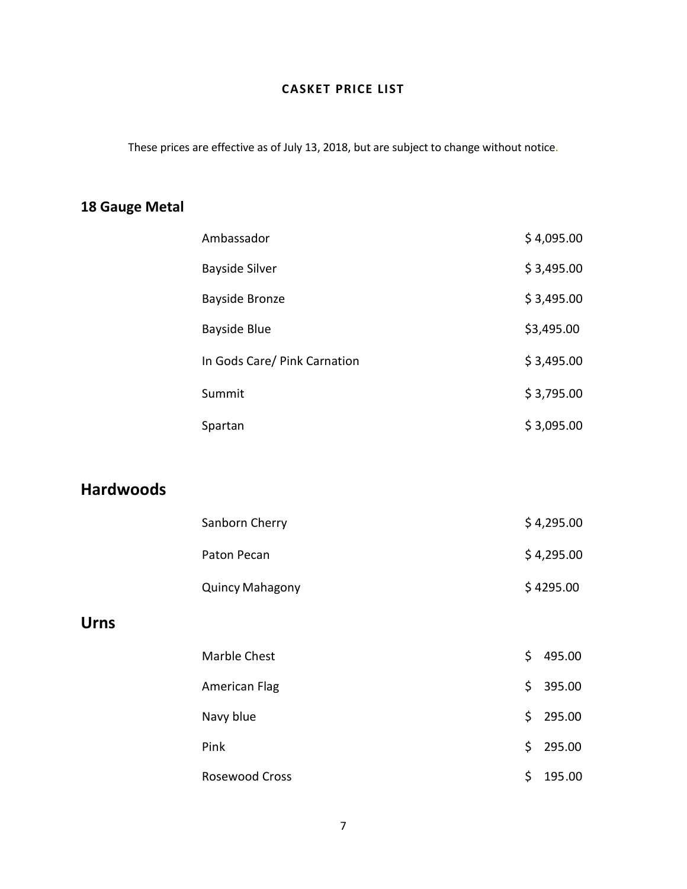**CASKET PRICE LIST**

These prices are effective as of July 13, 2018, but are subject to change without notice.

## 18 Gauge Metal

| | |
|---|---|
| Ambassador | $ 4,095.00 |
| Bayside Silver | $ 3,495.00 |
| Bayside Bronze | $ 3,495.00 |
| Bayside Blue | $3,495.00 |
| In Gods Care/ Pink Carnation | $ 3,495.00 |
| Summit | $ 3,795.00 |
| Spartan | $ 3,095.00 |

## Hardwoods

| | |
|---|---|
| Sanborn Cherry | $ 4,295.00 |
| Paton Pecan | $ 4,295.00 |
| Quincy Mahagony | $ 4295.00 |

## Urns

| | |
|---|---|
| Marble Chest | $ 495.00 |
| American Flag | $ 395.00 |
| Navy blue | $ 295.00 |
| Pink | $ 295.00 |
| Rosewood Cross | $ 195.00 |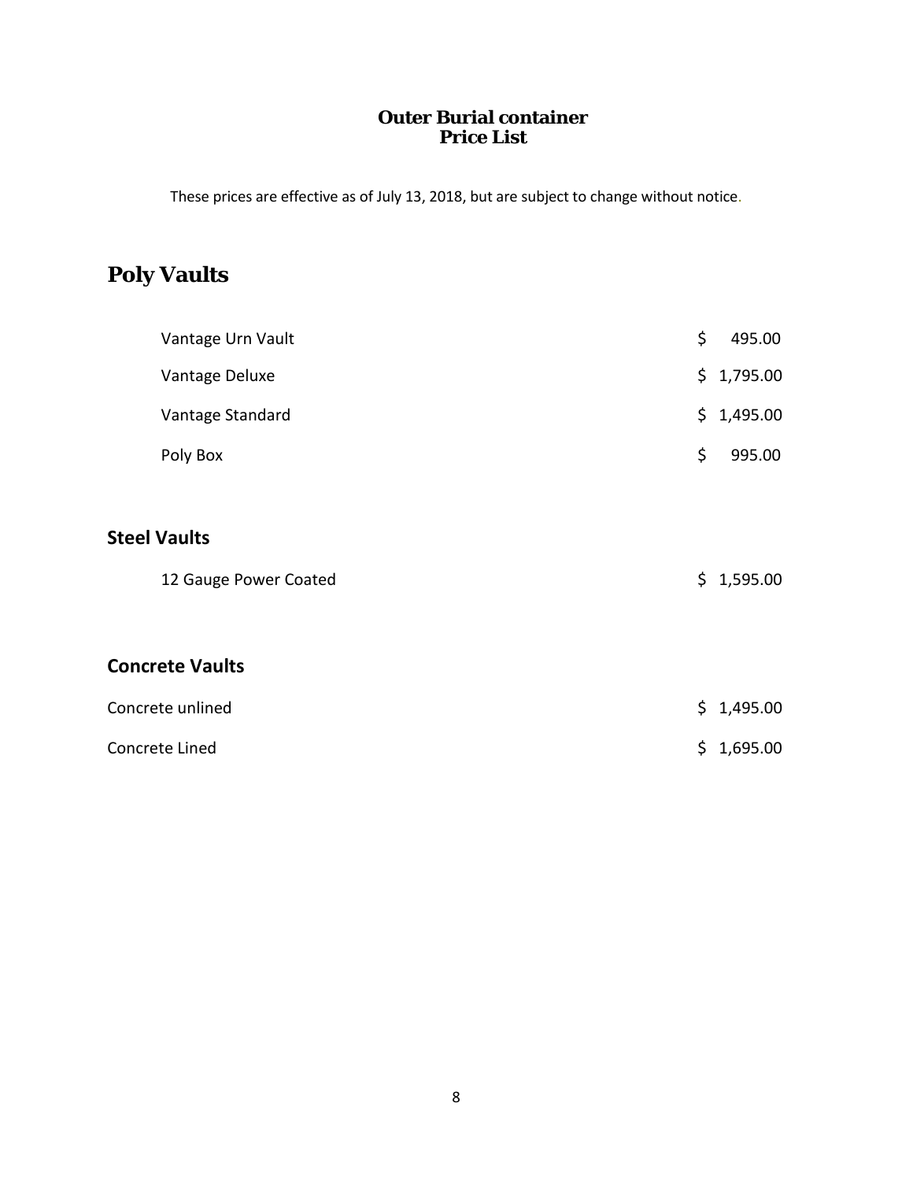# Outer Burial container
# Price List

These prices are effective as of July 13, 2018, but are subject to change without notice.

## Poly Vaults

| | |
|---|---|
| Vantage Urn Vault | $ 495.00 |
| Vantage Deluxe | $ 1,795.00 |
| Vantage Standard | $ 1,495.00 |
| Poly Box | $ 995.00 |

## Steel Vaults

| | |
|---|---|
| 12 Gauge Power Coated | $ 1,595.00 |

## Concrete Vaults

| | |
|---|---|
| Concrete unlined | $ 1,495.00 |
| Concrete Lined | $ 1,695.00 |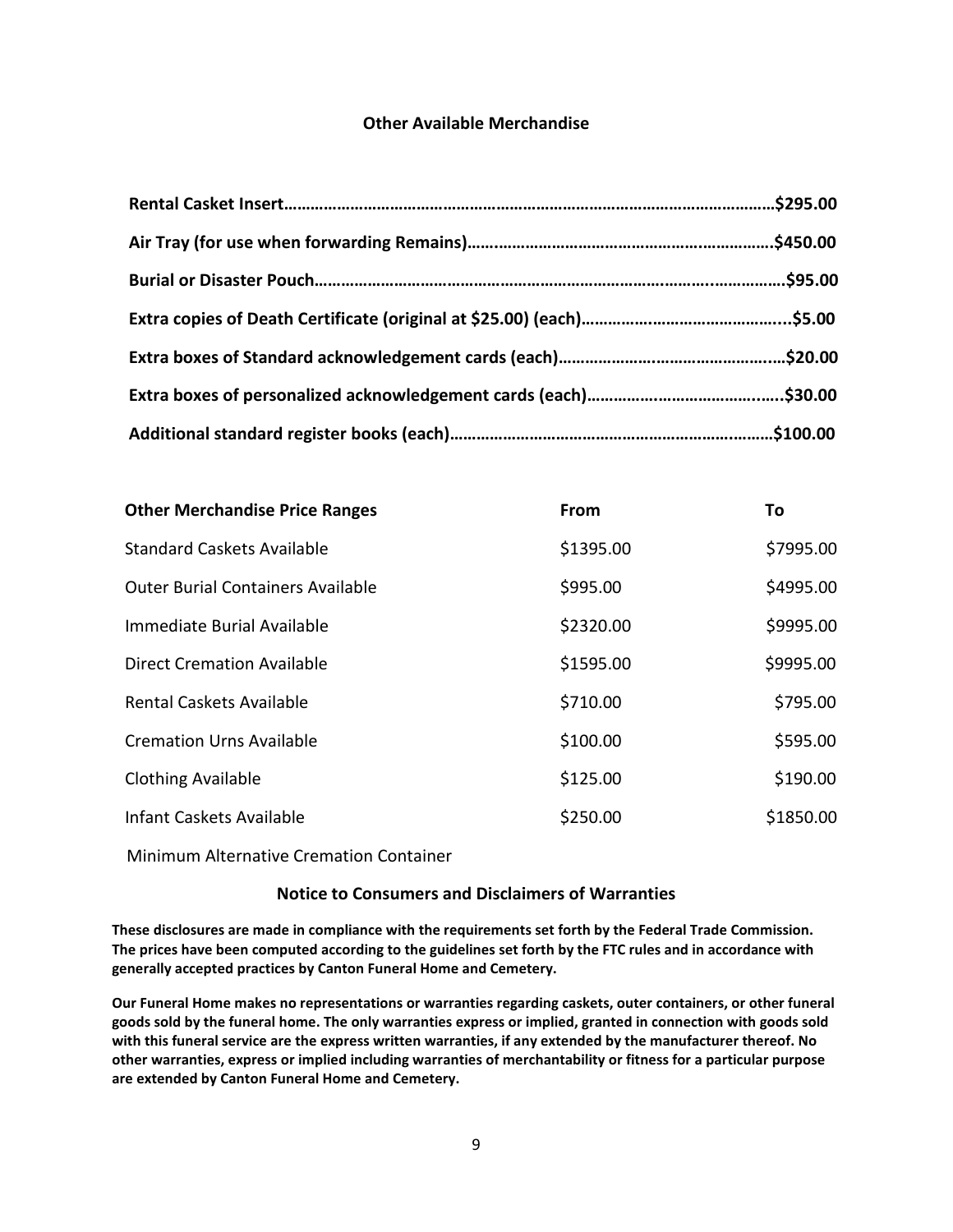## Other Available Merchandise

**Rental Casket Insert……………………………………………………………………………………………………$295.00**

**Air Tray (for use when forwarding Remains)……………………………………………………………$450.00**

**Burial or Disaster Pouch…………………………………………………………………………………………$95.00**

**Extra copies of Death Certificate (original at $25.00) (each)……………………………………...$5.00**

**Extra boxes of Standard acknowledgement cards (each)…………………………………………$20.00**

**Extra boxes of personalized acknowledgement cards (each)…………………………………..$30.00**

**Additional standard register books (each)…………………………………………………………$100.00**

| Other Merchandise Price Ranges | From | To |
|---|---|---|
| Standard Caskets Available | $1395.00 | $7995.00 |
| Outer Burial Containers Available | $995.00 | $4995.00 |
| Immediate Burial Available | $2320.00 | $9995.00 |
| Direct Cremation Available | $1595.00 | $9995.00 |
| Rental Caskets Available | $710.00 | $795.00 |
| Cremation Urns Available | $100.00 | $595.00 |
| Clothing Available | $125.00 | $190.00 |
| Infant Caskets Available | $250.00 | $1850.00 |

Minimum Alternative Cremation Container

### Notice to Consumers and Disclaimers of Warranties

**These disclosures are made in compliance with the requirements set forth by the Federal Trade Commission. The prices have been computed according to the guidelines set forth by the FTC rules and in accordance with generally accepted practices by Canton Funeral Home and Cemetery.**

**Our Funeral Home makes no representations or warranties regarding caskets, outer containers, or other funeral goods sold by the funeral home. The only warranties express or implied, granted in connection with goods sold with this funeral service are the express written warranties, if any extended by the manufacturer thereof. No other warranties, express or implied including warranties of merchantability or fitness for a particular purpose are extended by Canton Funeral Home and Cemetery.**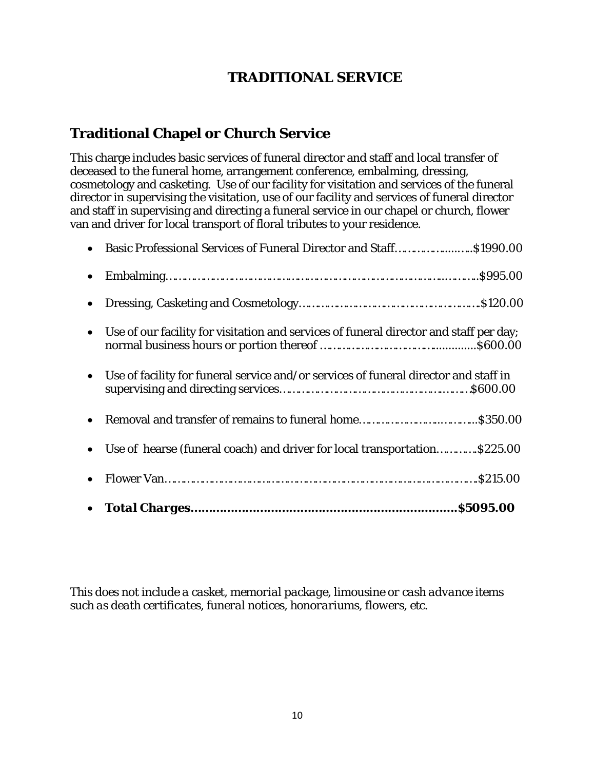# TRADITIONAL SERVICE

## Traditional Chapel or Church Service

This charge includes basic services of funeral director and staff and local transfer of deceased to the funeral home, arrangement conference, embalming, dressing, cosmetology and casketing. Use of our facility for visitation and services of the funeral director in supervising the visitation, use of our facility and services of funeral director and staff in supervising and directing a funeral service in our chapel or church, flower van and driver for local transport of floral tributes to your residence.

- Basic Professional Services of Funeral Director and Staff…………………..$1990.00
- Embalming……………………………………………………………………………$995.00
- Dressing, Casketing and Cosmetology………………………………………….$120.00
- Use of our facility for visitation and services of funeral director and staff per day; normal business hours or portion thereof ……………………………..............$600.00
- Use of facility for funeral service and/or services of funeral director and staff in supervising and directing services……………………………………………….$600.00
- Removal and transfer of remains to funeral home…………………………..$350.00
- Use of hearse (funeral coach) and driver for local transportation………..$225.00
- Flower Van……………………………………………………………………………$215.00
- ***Total Charges………………………………………………………………$5095.00***

*This does not include a casket, memorial package, limousine or cash advance items such as death certificates, funeral notices, honorariums, flowers, etc.*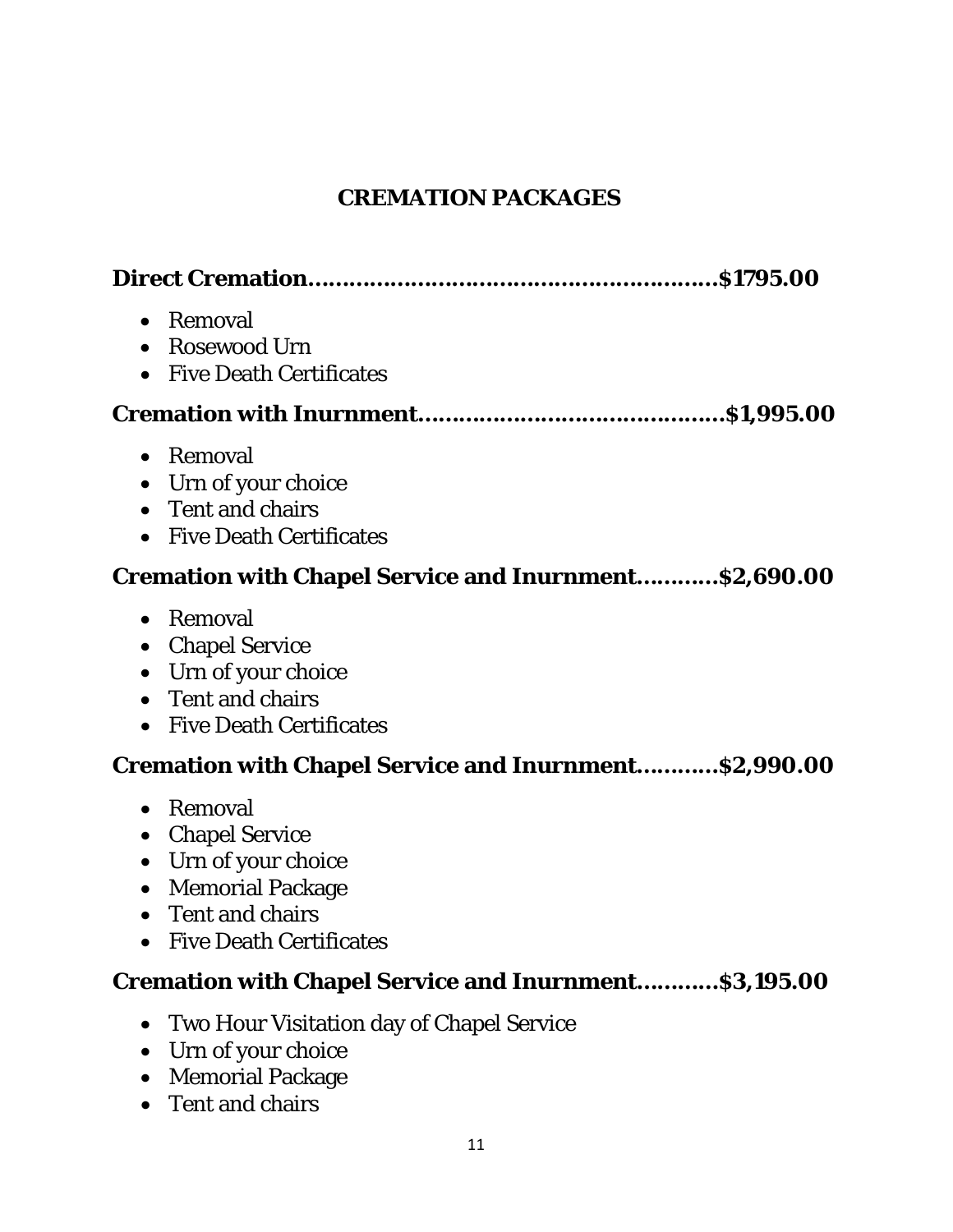## CREMATION PACKAGES

**Direct Cremation……………………………………………………$1795.00**

- Removal
- Rosewood Urn
- Five Death Certificates

**Cremation with Inurnment………………………………………$1,995.00**

- Removal
- Urn of your choice
- Tent and chairs
- Five Death Certificates

**Cremation with Chapel Service and Inurnment………..$2,690.00**

- Removal
- Chapel Service
- Urn of your choice
- Tent and chairs
- Five Death Certificates

**Cremation with Chapel Service and Inurnment………..$2,990.00**

- Removal
- Chapel Service
- Urn of your choice
- Memorial Package
- Tent and chairs
- Five Death Certificates

**Cremation with Chapel Service and Inurnment………..$3,195.00**

- Two Hour Visitation day of Chapel Service
- Urn of your choice
- Memorial Package
- Tent and chairs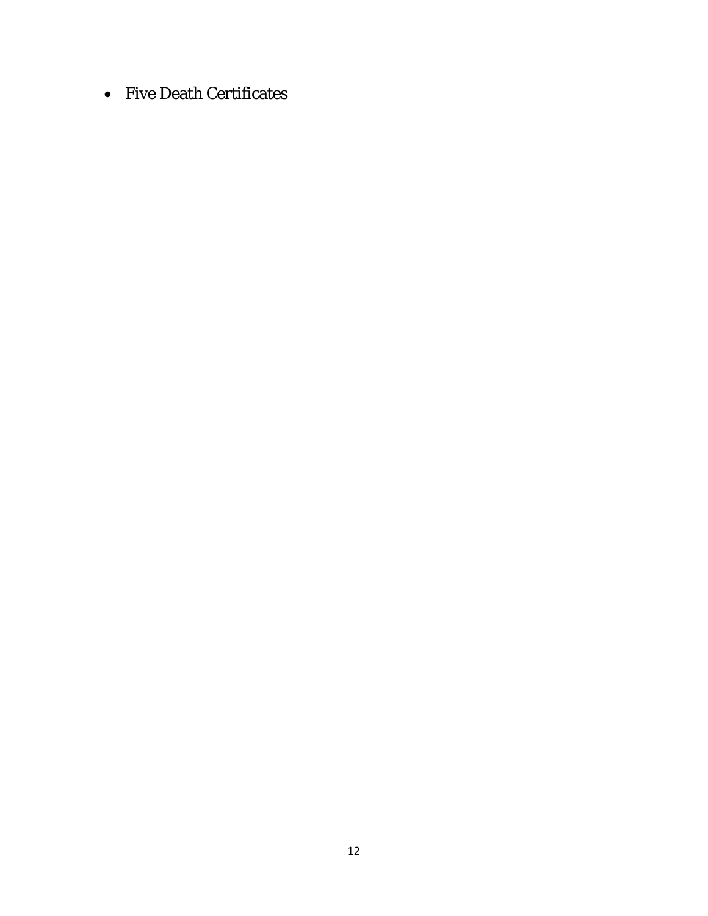- Five Death Certificates